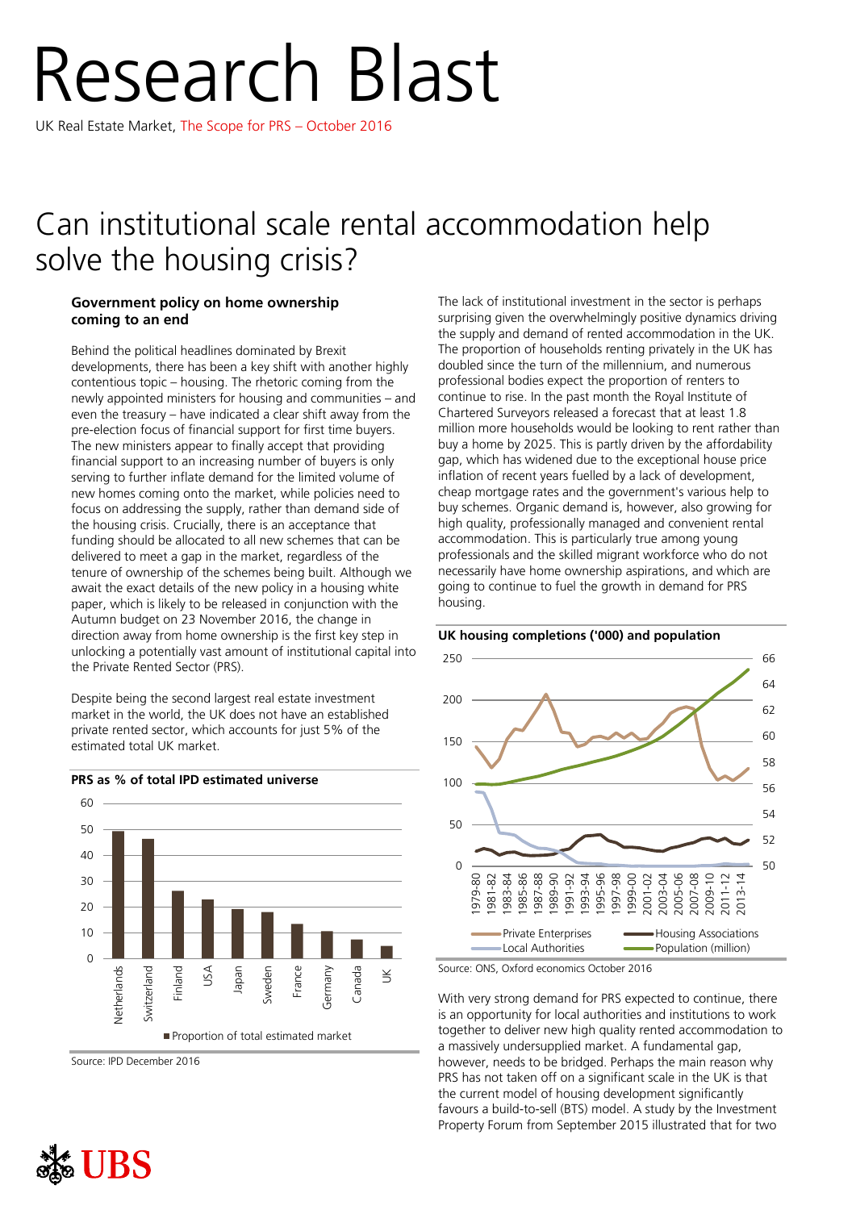# Research Blast

UK Real Estate Market, The Scope for PRS – October 2016

## Can institutional scale rental accommodation help solve the housing crisis?

### Government policy on home ownership coming to an end

Behind the political headlines dominated by Brexit developments, there has been a key shift with another highly contentious topic – housing. The rhetoric coming from the newly appointed ministers for housing and communities – and even the treasury – have indicated a clear shift away from the pre-election focus of financial support for first time buyers. The new ministers appear to finally accept that providing financial support to an increasing number of buyers is only serving to further inflate demand for the limited volume of new homes coming onto the market, while policies need to focus on addressing the supply, rather than demand side of the housing crisis. Crucially, there is an acceptance that funding should be allocated to all new schemes that can be delivered to meet a gap in the market, regardless of the tenure of ownership of the schemes being built. Although we await the exact details of the new policy in a housing white paper, which is likely to be released in conjunction with the Autumn budget on 23 November 2016, the change in direction away from home ownership is the first key step in unlocking a potentially vast amount of institutional capital into the Private Rented Sector (PRS).

Despite being the second largest real estate investment market in the world, the UK does not have an established private rented sector, which accounts for just 5% of the estimated total UK market.

**PRS as % of total IPD estimated universe**

| Country | Proportion of total estimated market (%) |
| --- | --- |
| Netherlands | 49 |
| Switzerland | 46 |
| Finland | 26 |
| USA | 23 |
| Japan | 19 |
| Sweden | 18 |
| France | 13 |
| Germany | 10 |
| Canada | 7 |
| UK | 5 |

Source: IPD December 2016

The lack of institutional investment in the sector is perhaps surprising given the overwhelmingly positive dynamics driving the supply and demand of rented accommodation in the UK. The proportion of households renting privately in the UK has doubled since the turn of the millennium, and numerous professional bodies expect the proportion of renters to continue to rise. In the past month the Royal Institute of Chartered Surveyors released a forecast that at least 1.8 million more households would be looking to rent rather than buy a home by 2025. This is partly driven by the affordability gap, which has widened due to the exceptional house price inflation of recent years fuelled by a lack of development, cheap mortgage rates and the government's various help to buy schemes. Organic demand is, however, also growing for high quality, professionally managed and convenient rental accommodation. This is particularly true among young professionals and the skilled migrant workforce who do not necessarily have home ownership aspirations, and which are going to continue to fuel the growth in demand for PRS housing.

**UK housing completions ('000) and population**

(Line chart, 1979-80 to 2013-14: Private Enterprises, Housing Associations, Local Authorities (left axis, 0–250); Population (million) (right axis, 50–66))

Source: ONS, Oxford economics October 2016

With very strong demand for PRS expected to continue, there is an opportunity for local authorities and institutions to work together to deliver new high quality rented accommodation to a massively undersupplied market. A fundamental gap, however, needs to be bridged. Perhaps the main reason why PRS has not taken off on a significant scale in the UK is that the current model of housing development significantly favours a build-to-sell (BTS) model. A study by the Investment Property Forum from September 2015 illustrated that for two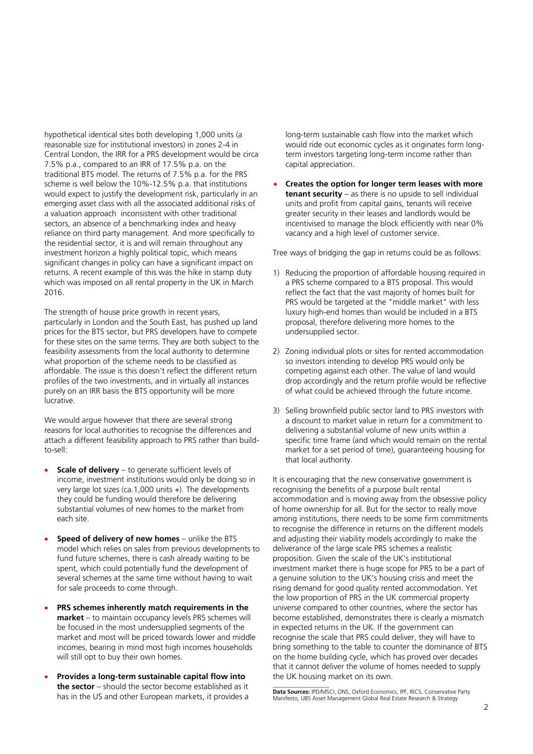hypothetical identical sites both developing 1,000 units (a reasonable size for institutional investors) in zones 2-4 in Central London, the IRR for a PRS development would be circa 7.5% p.a., compared to an IRR of 17.5% p.a. on the traditional BTS model. The returns of 7.5% p.a. for the PRS scheme is well below the 10%-12.5% p.a. that institutions would expect to justify the development risk, particularly in an emerging asset class with all the associated additional risks of a valuation approach inconsistent with other traditional sectors, an absence of a benchmarking index and heavy reliance on third party management. And more specifically to the residential sector, it is and will remain throughout any investment horizon a highly political topic, which means significant changes in policy can have a significant impact on returns. A recent example of this was the hike in stamp duty which was imposed on all rental property in the UK in March 2016.

The strength of house price growth in recent years, particularly in London and the South East, has pushed up land prices for the BTS sector, but PRS developers have to compete for these sites on the same terms. They are both subject to the feasibility assessments from the local authority to determine what proportion of the scheme needs to be classified as affordable. The issue is this doesn't reflect the different return profiles of the two investments, and in virtually all instances purely on an IRR basis the BTS opportunity will be more lucrative.

We would argue however that there are several strong reasons for local authorities to recognise the differences and attach a different feasibility approach to PRS rather than build-to-sell:

- **Scale of delivery** – to generate sufficient levels of income, investment institutions would only be doing so in very large lot sizes (ca.1,000 units +). The developments they could be funding would therefore be delivering substantial volumes of new homes to the market from each site.
- **Speed of delivery of new homes** – unlike the BTS model which relies on sales from previous developments to fund future schemes, there is cash already waiting to be spent, which could potentially fund the development of several schemes at the same time without having to wait for sale proceeds to come through.
- **PRS schemes inherently match requirements in the market** – to maintain occupancy levels PRS schemes will be focused in the most undersupplied segments of the market and most will be priced towards lower and middle incomes, bearing in mind most high incomes households will still opt to buy their own homes.
- **Provides a long-term sustainable capital flow into the sector** – should the sector become established as it has in the US and other European markets, it provides a long-term sustainable cash flow into the market which would ride out economic cycles as it originates form long-term investors targeting long-term income rather than capital appreciation.
- **Creates the option for longer term leases with more tenant security** – as there is no upside to sell individual units and profit from capital gains, tenants will receive greater security in their leases and landlords would be incentivised to manage the block efficiently with near 0% vacancy and a high level of customer service.

Tree ways of bridging the gap in returns could be as follows:

1) Reducing the proportion of affordable housing required in a PRS scheme compared to a BTS proposal. This would reflect the fact that the vast majority of homes built for PRS would be targeted at the "middle market" with less luxury high-end homes than would be included in a BTS proposal, therefore delivering more homes to the undersupplied sector.
2) Zoning individual plots or sites for rented accommodation so investors intending to develop PRS would only be competing against each other. The value of land would drop accordingly and the return profile would be reflective of what could be achieved through the future income.
3) Selling brownfield public sector land to PRS investors with a discount to market value in return for a commitment to delivering a substantial volume of new units within a specific time frame (and which would remain on the rental market for a set period of time), guaranteeing housing for that local authority.

It is encouraging that the new conservative government is recognising the benefits of a purpose built rental accommodation and is moving away from the obsessive policy of home ownership for all. But for the sector to really move among institutions, there needs to be some firm commitments to recognise the difference in returns on the different models and adjusting their viability models accordingly to make the deliverance of the large scale PRS schemes a realistic proposition. Given the scale of the UK's institutional investment market there is huge scope for PRS to be a part of a genuine solution to the UK's housing crisis and meet the rising demand for good quality rented accommodation. Yet the low proportion of PRS in the UK commercial property universe compared to other countries, where the sector has become established, demonstrates there is clearly a mismatch in expected returns in the UK. If the government can recognise the scale that PRS could deliver, they will have to bring something to the table to counter the dominance of BTS on the home building cycle, which has proved over decades that it cannot deliver the volume of homes needed to supply the UK housing market on its own.

**Data Sources:** IPD/MSCI, ONS, Oxford Economics, IPF, RICS, Conservative Party Manifesto, UBS Asset Management Global Real Estate Research & Strategy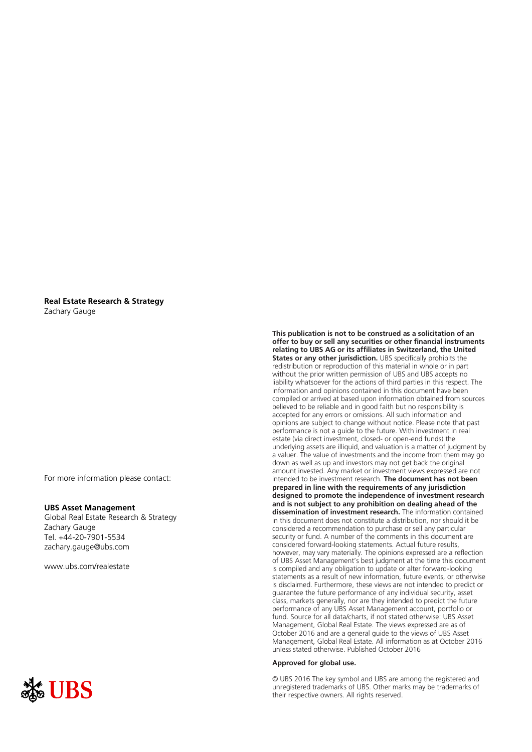**Real Estate Research & Strategy**
Zachary Gauge

For more information please contact:

**UBS Asset Management**
Global Real Estate Research & Strategy
Zachary Gauge
Tel. +44-20-7901-5534
zachary.gauge@ubs.com

www.ubs.com/realestate

**This publication is not to be construed as a solicitation of an offer to buy or sell any securities or other financial instruments relating to UBS AG or its affiliates in Switzerland, the United States or any other jurisdiction.** UBS specifically prohibits the redistribution or reproduction of this material in whole or in part without the prior written permission of UBS and UBS accepts no liability whatsoever for the actions of third parties in this respect. The information and opinions contained in this document have been compiled or arrived at based upon information obtained from sources believed to be reliable and in good faith but no responsibility is accepted for any errors or omissions. All such information and opinions are subject to change without notice. Please note that past performance is not a guide to the future. With investment in real estate (via direct investment, closed- or open-end funds) the underlying assets are illiquid, and valuation is a matter of judgment by a valuer. The value of investments and the income from them may go down as well as up and investors may not get back the original amount invested. Any market or investment views expressed are not intended to be investment research. **The document has not been prepared in line with the requirements of any jurisdiction designed to promote the independence of investment research and is not subject to any prohibition on dealing ahead of the dissemination of investment research.** The information contained in this document does not constitute a distribution, nor should it be considered a recommendation to purchase or sell any particular security or fund. A number of the comments in this document are considered forward-looking statements. Actual future results, however, may vary materially. The opinions expressed are a reflection of UBS Asset Management's best judgment at the time this document is compiled and any obligation to update or alter forward-looking statements as a result of new information, future events, or otherwise is disclaimed. Furthermore, these views are not intended to predict or guarantee the future performance of any individual security, asset class, markets generally, nor are they intended to predict the future performance of any UBS Asset Management account, portfolio or fund. Source for all data/charts, if not stated otherwise: UBS Asset Management, Global Real Estate. The views expressed are as of October 2016 and are a general guide to the views of UBS Asset Management, Global Real Estate. All information as at October 2016 unless stated otherwise. Published October 2016

**Approved for global use.**

© UBS 2016 The key symbol and UBS are among the registered and unregistered trademarks of UBS. Other marks may be trademarks of their respective owners. All rights reserved.

UBS